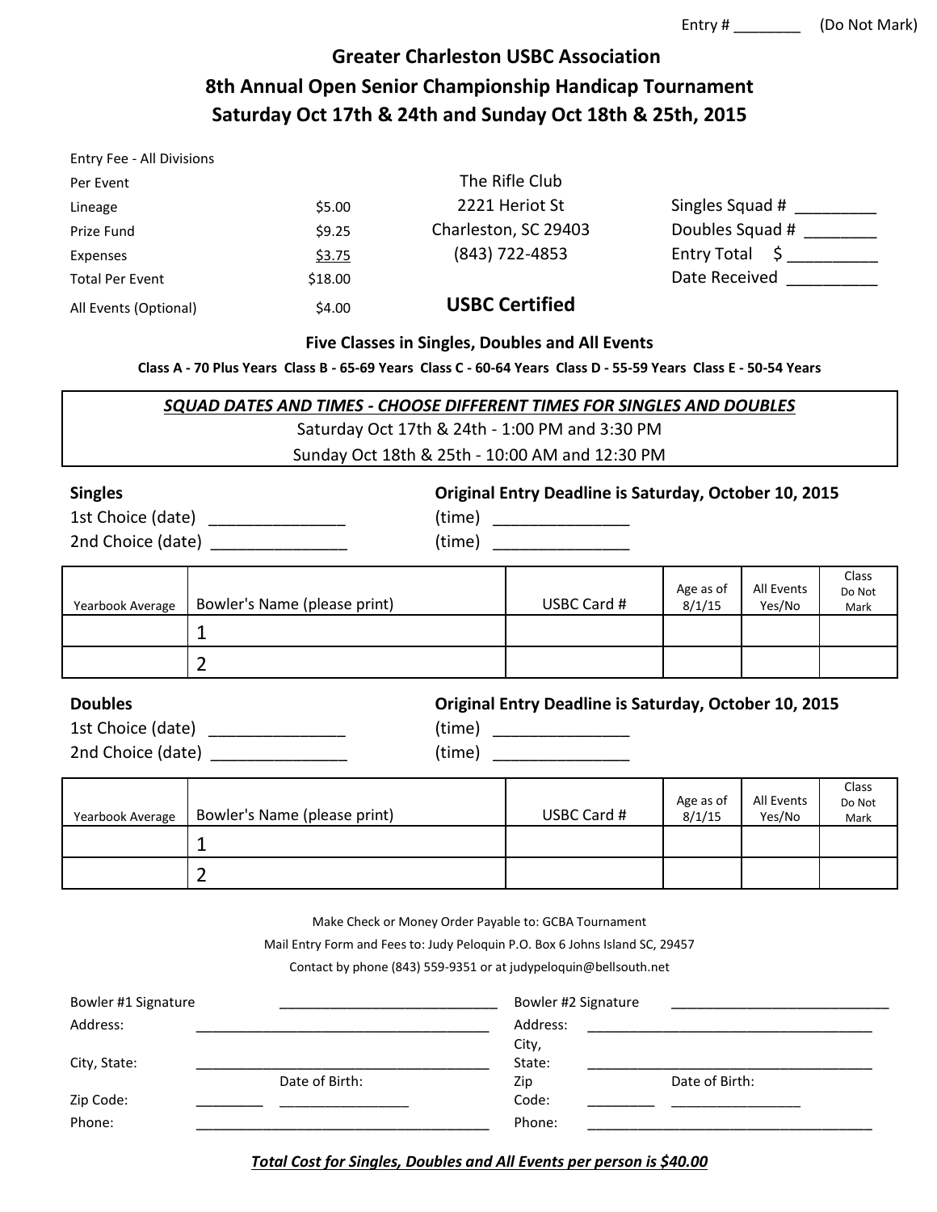Entry # ________ (Do Not Mark)

# Greater Charleston USBC Association

## 8th Annual Open Senior Championship Handicap Tournament

## Saturday Oct 17th & 24th and Sunday Oct 18th & 25th, 2015

| Entry Fee - All Divisions | |
|---|---|
| Per Event | |
| Lineage | $5.00 |
| Prize Fund | $9.25 |
| Expenses | $3.75 |
| Total Per Event | $18.00 |
| All Events (Optional) | $4.00 |

The Rifle Club
2221 Heriot St
Charleston, SC 29403
(843) 722-4853

**USBC Certified**

Singles Squad # _________
Doubles Squad # ________
Entry Total $ __________
Date Received __________

**Five Classes in Singles, Doubles and All Events**

**Class A - 70 Plus Years Class B - 65-69 Years Class C - 60-64 Years Class D - 55-59 Years Class E - 50-54 Years**

***SQUAD DATES AND TIMES - CHOOSE DIFFERENT TIMES FOR SINGLES AND DOUBLES***

Saturday Oct 17th & 24th - 1:00 PM and 3:30 PM
Sunday Oct 18th & 25th - 10:00 AM and 12:30 PM

**Singles** — **Original Entry Deadline is Saturday, October 10, 2015**

1st Choice (date) _______________ (time) _______________
2nd Choice (date) _______________ (time) _______________

| Yearbook Average | Bowler's Name (please print) | USBC Card # | Age as of 8/1/15 | All Events Yes/No | Class Do Not Mark |
|---|---|---|---|---|---|
| | 1 | | | | |
| | 2 | | | | |

**Doubles** — **Original Entry Deadline is Saturday, October 10, 2015**

1st Choice (date) _______________ (time) _______________
2nd Choice (date) _______________ (time) _______________

| Yearbook Average | Bowler's Name (please print) | USBC Card # | Age as of 8/1/15 | All Events Yes/No | Class Do Not Mark |
|---|---|---|---|---|---|
| | 1 | | | | |
| | 2 | | | | |

Make Check or Money Order Payable to: GCBA Tournament

Mail Entry Form and Fees to: Judy Peloquin P.O. Box 6 Johns Island SC, 29457

Contact by phone (843) 559-9351 or at judypeloquin@bellsouth.net

Bowler #1 Signature ____________________________
Address: ________________________________________
City, State: ________________________________________
Zip Code: _________ Date of Birth: _________________
Phone: ________________________________________

Bowler #2 Signature ____________________________
Address: ________________________________________
City, State: ________________________________________
Zip Code: _________ Date of Birth: _________________
Phone: ________________________________________

***Total Cost for Singles, Doubles and All Events per person is $40.00***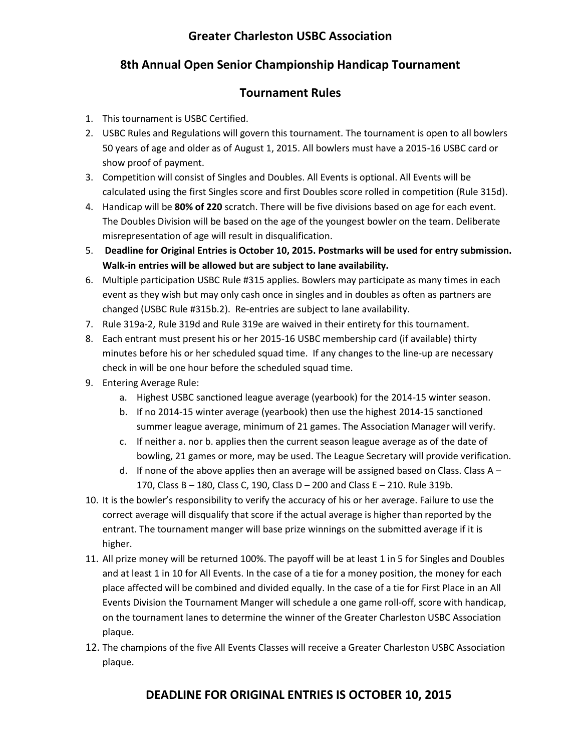# Greater Charleston USBC Association

## 8th Annual Open Senior Championship Handicap Tournament

## Tournament Rules

1. This tournament is USBC Certified.
2. USBC Rules and Regulations will govern this tournament. The tournament is open to all bowlers 50 years of age and older as of August 1, 2015. All bowlers must have a 2015-16 USBC card or show proof of payment.
3. Competition will consist of Singles and Doubles. All Events is optional. All Events will be calculated using the first Singles score and first Doubles score rolled in competition (Rule 315d).
4. Handicap will be **80% of 220** scratch. There will be five divisions based on age for each event. The Doubles Division will be based on the age of the youngest bowler on the team. Deliberate misrepresentation of age will result in disqualification.
5. **Deadline for Original Entries is October 10, 2015. Postmarks will be used for entry submission. Walk-in entries will be allowed but are subject to lane availability.**
6. Multiple participation USBC Rule #315 applies. Bowlers may participate as many times in each event as they wish but may only cash once in singles and in doubles as often as partners are changed (USBC Rule #315b.2). Re-entries are subject to lane availability.
7. Rule 319a-2, Rule 319d and Rule 319e are waived in their entirety for this tournament.
8. Each entrant must present his or her 2015-16 USBC membership card (if available) thirty minutes before his or her scheduled squad time. If any changes to the line-up are necessary check in will be one hour before the scheduled squad time.
9. Entering Average Rule:
   a. Highest USBC sanctioned league average (yearbook) for the 2014-15 winter season.
   b. If no 2014-15 winter average (yearbook) then use the highest 2014-15 sanctioned summer league average, minimum of 21 games. The Association Manager will verify.
   c. If neither a. nor b. applies then the current season league average as of the date of bowling, 21 games or more, may be used. The League Secretary will provide verification.
   d. If none of the above applies then an average will be assigned based on Class. Class A – 170, Class B – 180, Class C, 190, Class D – 200 and Class E – 210. Rule 319b.
10. It is the bowler's responsibility to verify the accuracy of his or her average. Failure to use the correct average will disqualify that score if the actual average is higher than reported by the entrant. The tournament manger will base prize winnings on the submitted average if it is higher.
11. All prize money will be returned 100%. The payoff will be at least 1 in 5 for Singles and Doubles and at least 1 in 10 for All Events. In the case of a tie for a money position, the money for each place affected will be combined and divided equally. In the case of a tie for First Place in an All Events Division the Tournament Manger will schedule a one game roll-off, score with handicap, on the tournament lanes to determine the winner of the Greater Charleston USBC Association plaque.
12. The champions of the five All Events Classes will receive a Greater Charleston USBC Association plaque.

## DEADLINE FOR ORIGINAL ENTRIES IS OCTOBER 10, 2015